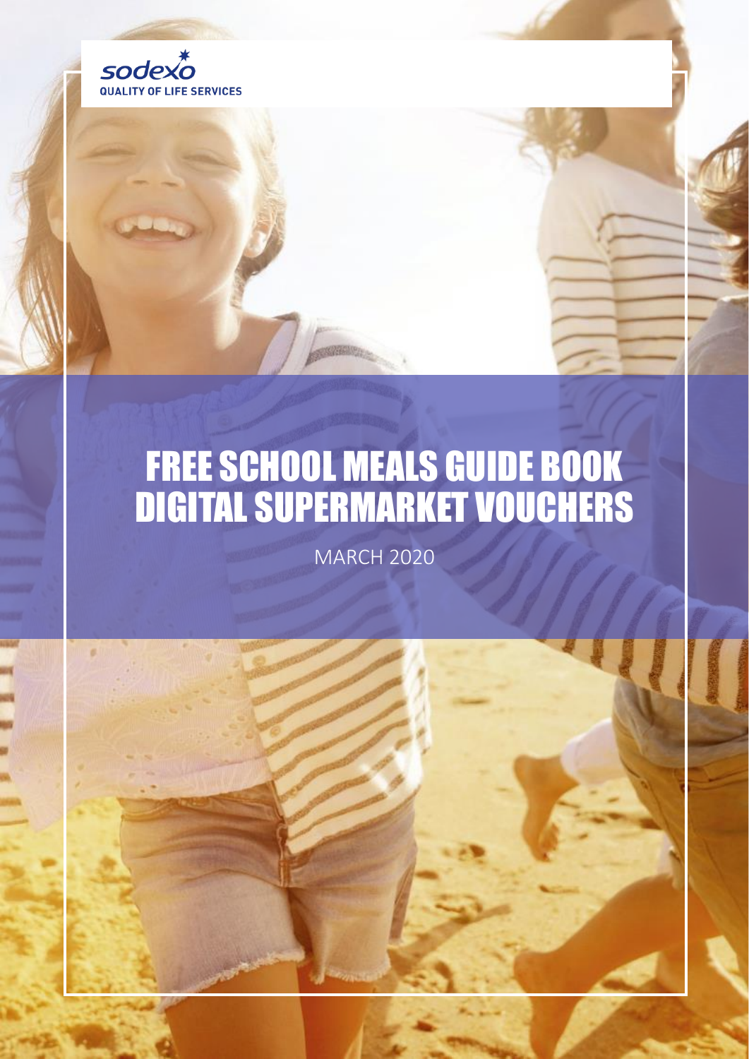sodexo

QUALITY OF LIFE SERVICES

# FREE SCHOOL MEALS GUIDE BOOK DIGITAL SUPERMARKET VOUCHERS

MARCH 2020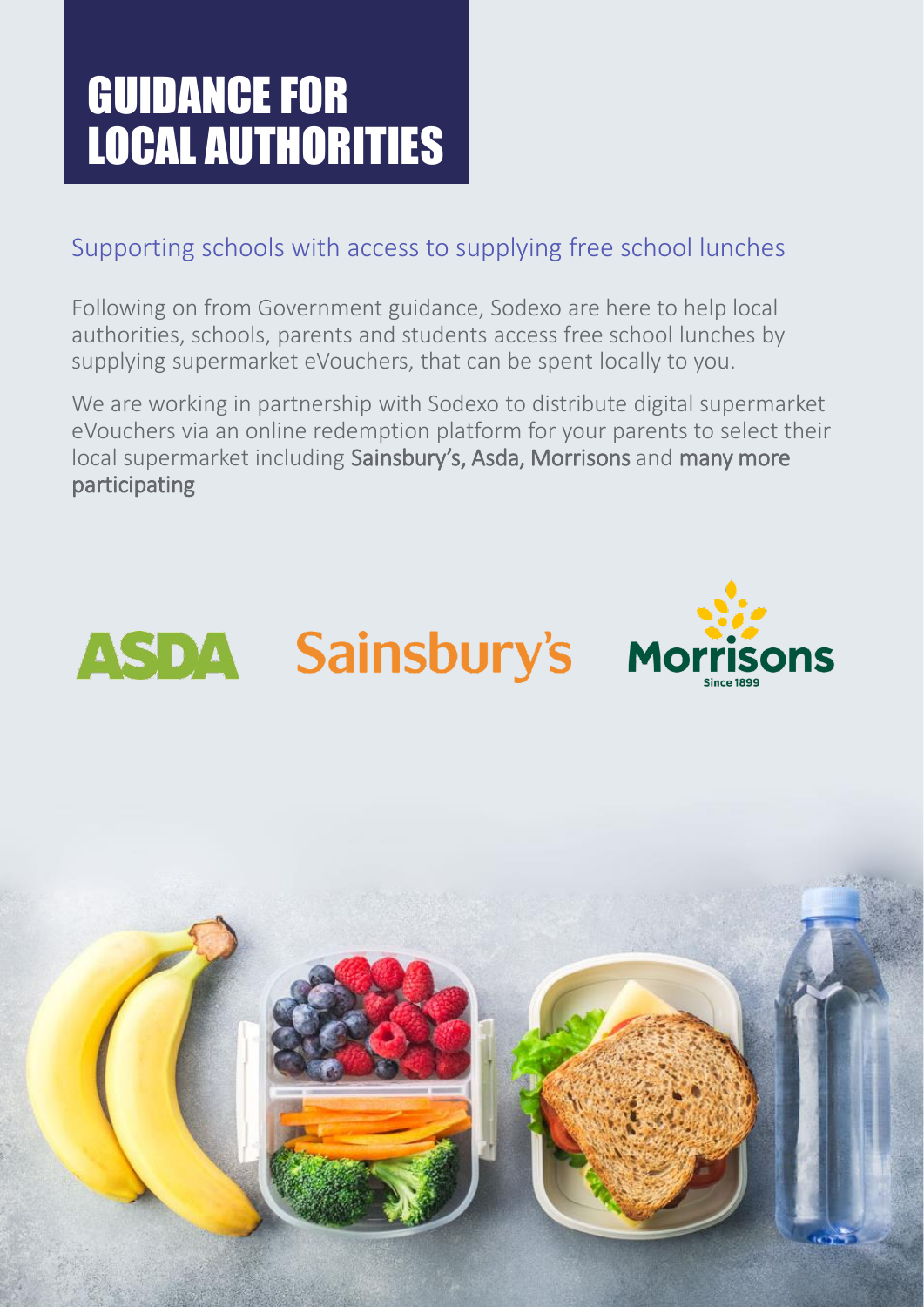# GUIDANCE FOR LOCAL AUTHORITIES

## Supporting schools with access to supplying free school lunches

Following on from Government guidance, Sodexo are here to help local authorities, schools, parents and students access free school lunches by supplying supermarket eVouchers, that can be spent locally to you.

We are working in partnership with Sodexo to distribute digital supermarket eVouchers via an online redemption platform for your parents to select their local supermarket including Sainsbury's, Asda, Morrisons and many more participating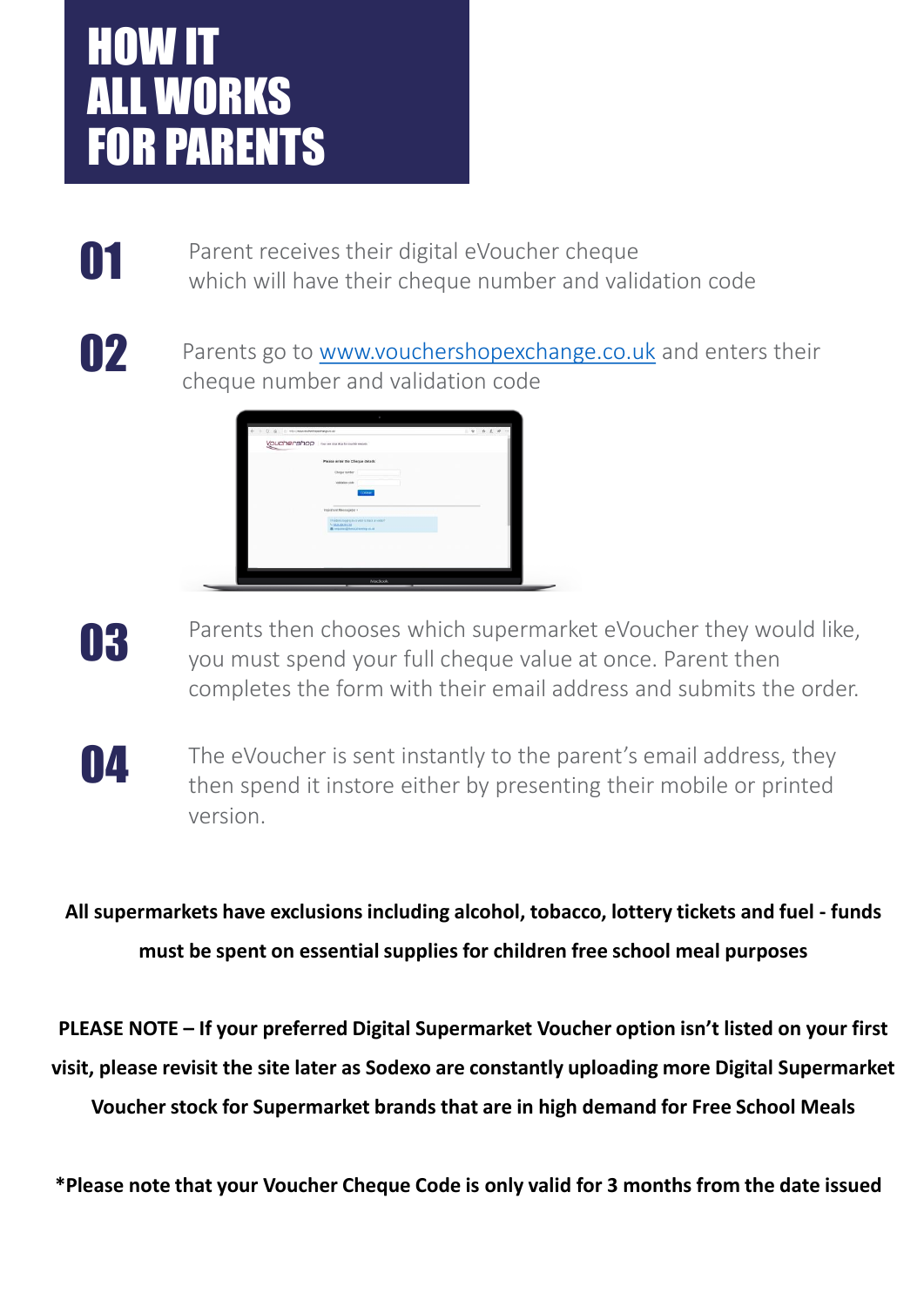# HOW IT ALL WORKS FOR PARENTS

**01** Parent receives their digital eVoucher cheque which will have their cheque number and validation code

**02** Parents go to [www.vouchershopexchange.co.uk](http://www.vouchershopexchange.co.uk) and enters their cheque number and validation code

**03** Parents then chooses which supermarket eVoucher they would like, you must spend your full cheque value at once. Parent then completes the form with their email address and submits the order.

**04** The eVoucher is sent instantly to the parent's email address, they then spend it instore either by presenting their mobile or printed version.

**All supermarkets have exclusions including alcohol, tobacco, lottery tickets and fuel - funds must be spent on essential supplies for children free school meal purposes**

**PLEASE NOTE – If your preferred Digital Supermarket Voucher option isn't listed on your first visit, please revisit the site later as Sodexo are constantly uploading more Digital Supermarket Voucher stock for Supermarket brands that are in high demand for Free School Meals**

**\*Please note that your Voucher Cheque Code is only valid for 3 months from the date issued**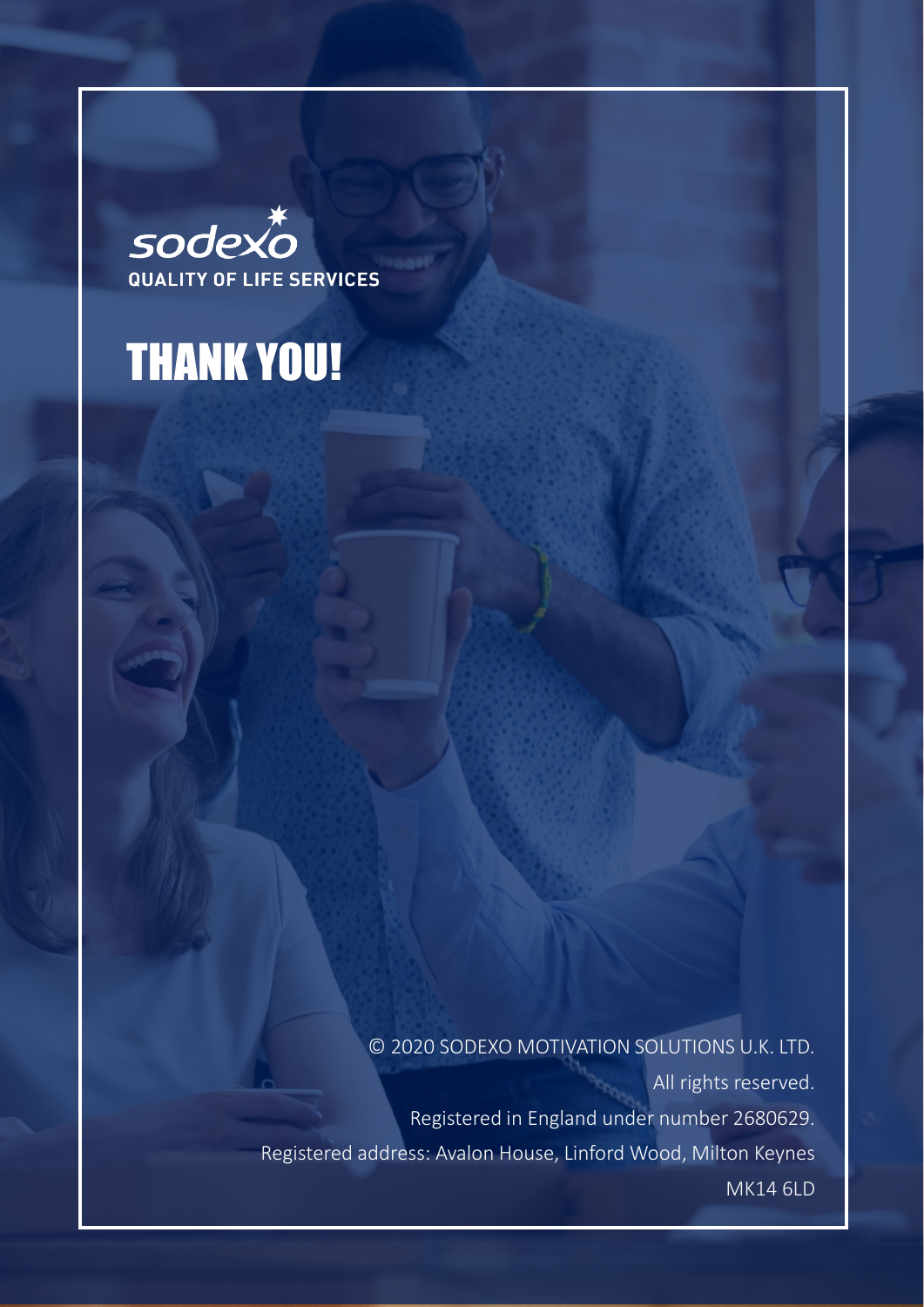sodexo
QUALITY OF LIFE SERVICES

# THANK YOU!

© 2020 SODEXO MOTIVATION SOLUTIONS U.K. LTD.
All rights reserved.
Registered in England under number 2680629.
Registered address: Avalon House, Linford Wood, Milton Keynes
MK14 6LD